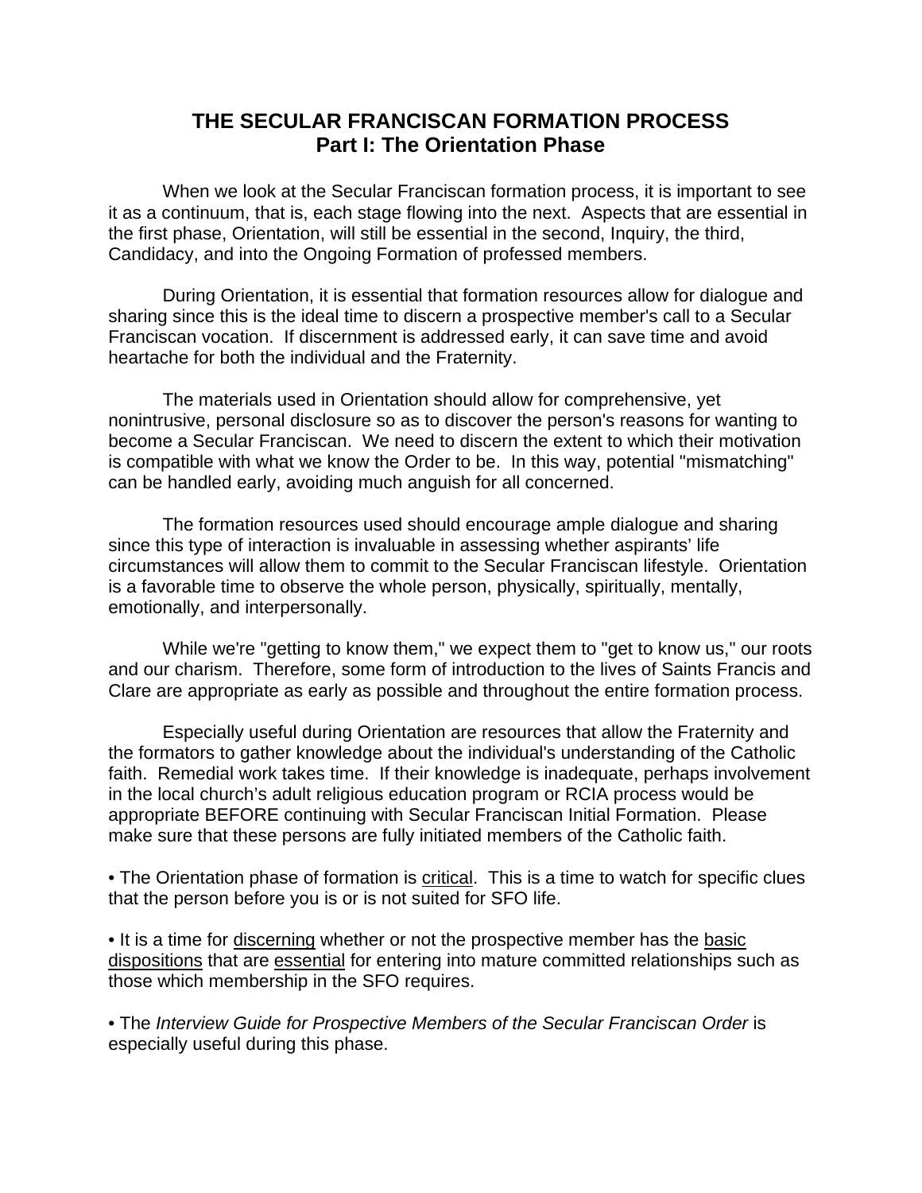# THE SECULAR FRANCISCAN FORMATION PROCESS
## Part I: The Orientation Phase

When we look at the Secular Franciscan formation process, it is important to see it as a continuum, that is, each stage flowing into the next. Aspects that are essential in the first phase, Orientation, will still be essential in the second, Inquiry, the third, Candidacy, and into the Ongoing Formation of professed members.

During Orientation, it is essential that formation resources allow for dialogue and sharing since this is the ideal time to discern a prospective member's call to a Secular Franciscan vocation. If discernment is addressed early, it can save time and avoid heartache for both the individual and the Fraternity.

The materials used in Orientation should allow for comprehensive, yet nonintrusive, personal disclosure so as to discover the person's reasons for wanting to become a Secular Franciscan. We need to discern the extent to which their motivation is compatible with what we know the Order to be. In this way, potential "mismatching" can be handled early, avoiding much anguish for all concerned.

The formation resources used should encourage ample dialogue and sharing since this type of interaction is invaluable in assessing whether aspirants' life circumstances will allow them to commit to the Secular Franciscan lifestyle. Orientation is a favorable time to observe the whole person, physically, spiritually, mentally, emotionally, and interpersonally.

While we're "getting to know them," we expect them to "get to know us," our roots and our charism. Therefore, some form of introduction to the lives of Saints Francis and Clare are appropriate as early as possible and throughout the entire formation process.

Especially useful during Orientation are resources that allow the Fraternity and the formators to gather knowledge about the individual's understanding of the Catholic faith. Remedial work takes time. If their knowledge is inadequate, perhaps involvement in the local church's adult religious education program or RCIA process would be appropriate BEFORE continuing with Secular Franciscan Initial Formation. Please make sure that these persons are fully initiated members of the Catholic faith.

• The Orientation phase of formation is <u>critical</u>. This is a time to watch for specific clues that the person before you is or is not suited for SFO life.

• It is a time for <u>discerning</u> whether or not the prospective member has the <u>basic dispositions</u> that are <u>essential</u> for entering into mature committed relationships such as those which membership in the SFO requires.

• The *Interview Guide for Prospective Members of the Secular Franciscan Order* is especially useful during this phase.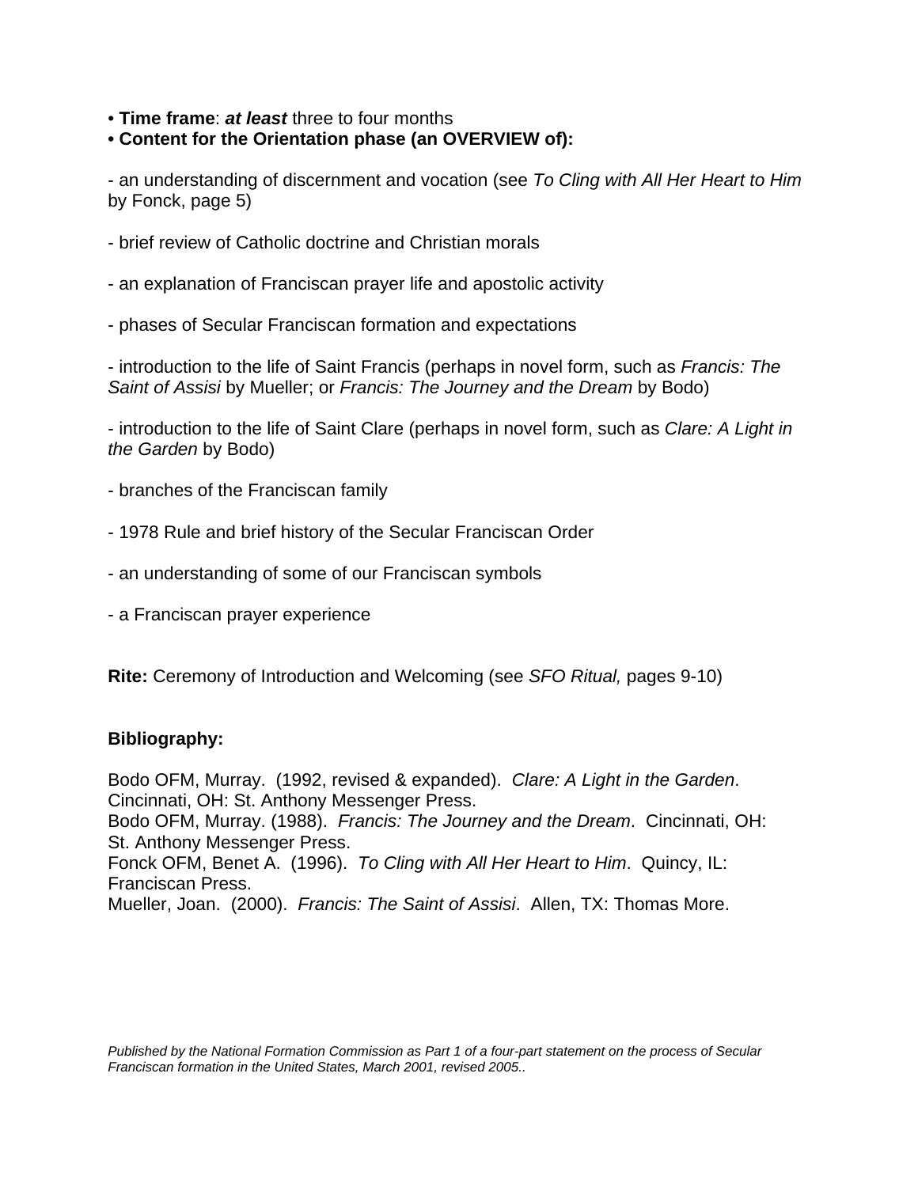- **Time frame**: ***at least*** three to four months
- **Content for the Orientation phase (an OVERVIEW of):**

- an understanding of discernment and vocation (see *To Cling with All Her Heart to Him* by Fonck, page 5)

- brief review of Catholic doctrine and Christian morals

- an explanation of Franciscan prayer life and apostolic activity

- phases of Secular Franciscan formation and expectations

- introduction to the life of Saint Francis (perhaps in novel form, such as *Francis: The Saint of Assisi* by Mueller; or *Francis: The Journey and the Dream* by Bodo)

- introduction to the life of Saint Clare (perhaps in novel form, such as *Clare: A Light in the Garden* by Bodo)

- branches of the Franciscan family

- 1978 Rule and brief history of the Secular Franciscan Order

- an understanding of some of our Franciscan symbols

- a Franciscan prayer experience

**Rite:** Ceremony of Introduction and Welcoming (see *SFO Ritual,* pages 9-10)

**Bibliography:**

Bodo OFM, Murray. (1992, revised & expanded). *Clare: A Light in the Garden*. Cincinnati, OH: St. Anthony Messenger Press.
Bodo OFM, Murray. (1988). *Francis: The Journey and the Dream*. Cincinnati, OH: St. Anthony Messenger Press.
Fonck OFM, Benet A. (1996). *To Cling with All Her Heart to Him*. Quincy, IL: Franciscan Press.
Mueller, Joan. (2000). *Francis: The Saint of Assisi*. Allen, TX: Thomas More.

*Published by the National Formation Commission as Part 1 of a four-part statement on the process of Secular Franciscan formation in the United States, March 2001, revised 2005..*